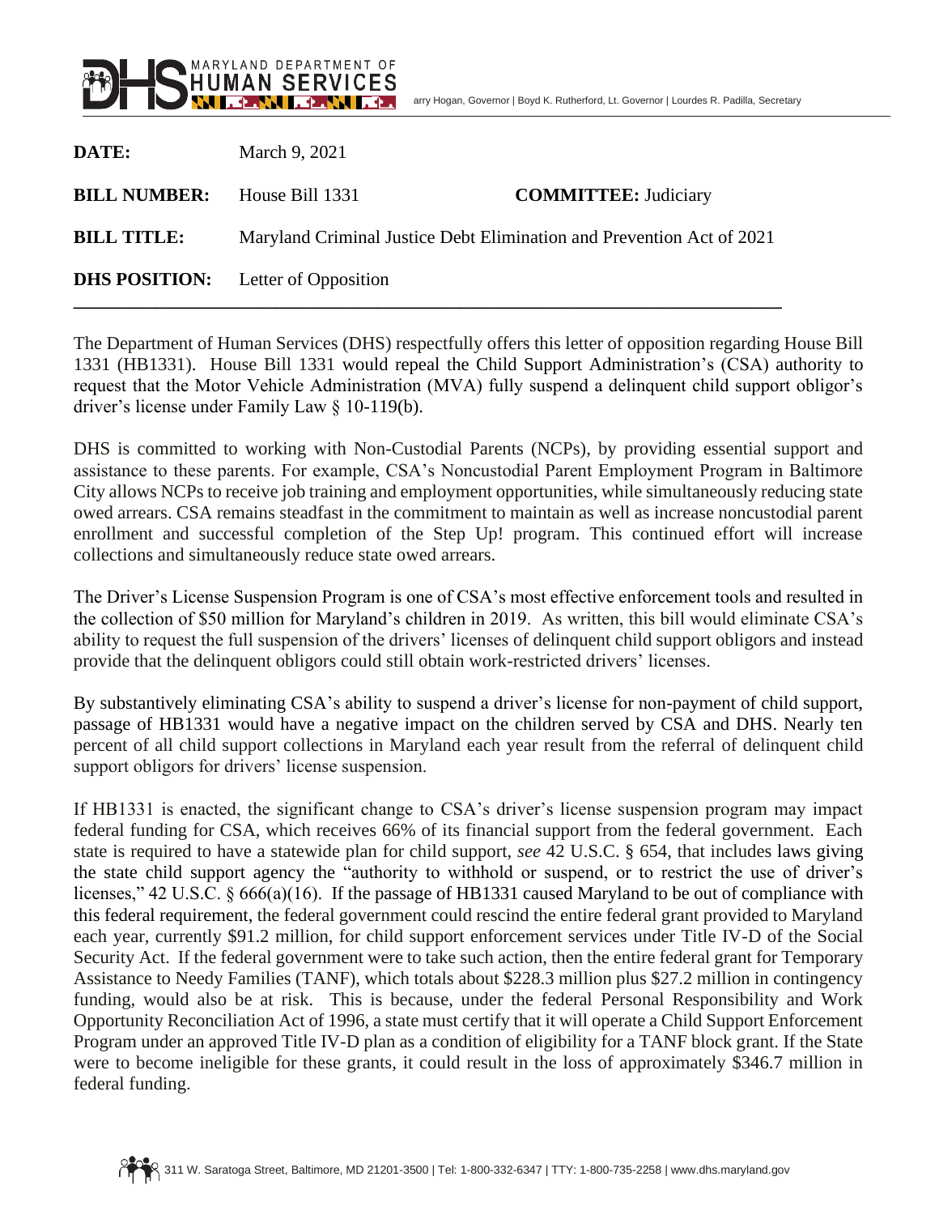MARYLAND DEPARTMENT OF HUMAN SERVICES

arry Hogan, Governor | Boyd K. Rutherford, Lt. Governor | Lourdes R. Padilla, Secretary

**DATE:** March 9, 2021

**BILL NUMBER:** House Bill 1331 **COMMITTEE:** Judiciary

**BILL TITLE:** Maryland Criminal Justice Debt Elimination and Prevention Act of 2021

**DHS POSITION:** Letter of Opposition

---

The Department of Human Services (DHS) respectfully offers this letter of opposition regarding House Bill 1331 (HB1331). House Bill 1331 would repeal the Child Support Administration's (CSA) authority to request that the Motor Vehicle Administration (MVA) fully suspend a delinquent child support obligor's driver's license under Family Law § 10-119(b).

DHS is committed to working with Non-Custodial Parents (NCPs), by providing essential support and assistance to these parents. For example, CSA's Noncustodial Parent Employment Program in Baltimore City allows NCPs to receive job training and employment opportunities, while simultaneously reducing state owed arrears. CSA remains steadfast in the commitment to maintain as well as increase noncustodial parent enrollment and successful completion of the Step Up! program. This continued effort will increase collections and simultaneously reduce state owed arrears.

The Driver's License Suspension Program is one of CSA's most effective enforcement tools and resulted in the collection of $50 million for Maryland's children in 2019. As written, this bill would eliminate CSA's ability to request the full suspension of the drivers' licenses of delinquent child support obligors and instead provide that the delinquent obligors could still obtain work-restricted drivers' licenses.

By substantively eliminating CSA's ability to suspend a driver's license for non-payment of child support, passage of HB1331 would have a negative impact on the children served by CSA and DHS. Nearly ten percent of all child support collections in Maryland each year result from the referral of delinquent child support obligors for drivers' license suspension.

If HB1331 is enacted, the significant change to CSA's driver's license suspension program may impact federal funding for CSA, which receives 66% of its financial support from the federal government. Each state is required to have a statewide plan for child support, *see* 42 U.S.C. § 654, that includes laws giving the state child support agency the "authority to withhold or suspend, or to restrict the use of driver's licenses," 42 U.S.C. § 666(a)(16). If the passage of HB1331 caused Maryland to be out of compliance with this federal requirement, the federal government could rescind the entire federal grant provided to Maryland each year, currently $91.2 million, for child support enforcement services under Title IV-D of the Social Security Act. If the federal government were to take such action, then the entire federal grant for Temporary Assistance to Needy Families (TANF), which totals about $228.3 million plus $27.2 million in contingency funding, would also be at risk. This is because, under the federal Personal Responsibility and Work Opportunity Reconciliation Act of 1996, a state must certify that it will operate a Child Support Enforcement Program under an approved Title IV-D plan as a condition of eligibility for a TANF block grant. If the State were to become ineligible for these grants, it could result in the loss of approximately $346.7 million in federal funding.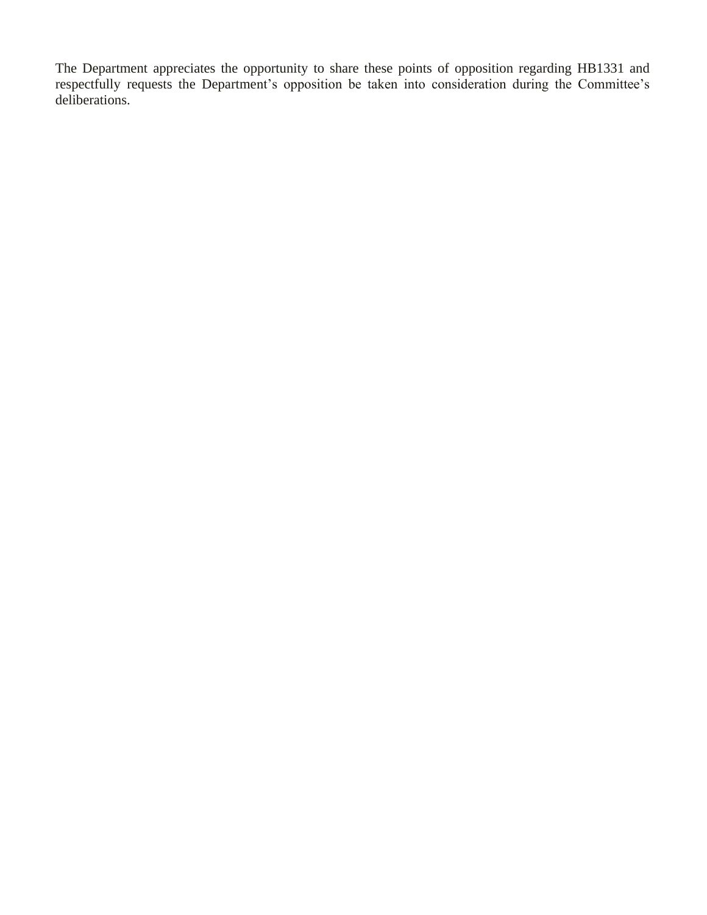The Department appreciates the opportunity to share these points of opposition regarding HB1331 and respectfully requests the Department's opposition be taken into consideration during the Committee's deliberations.